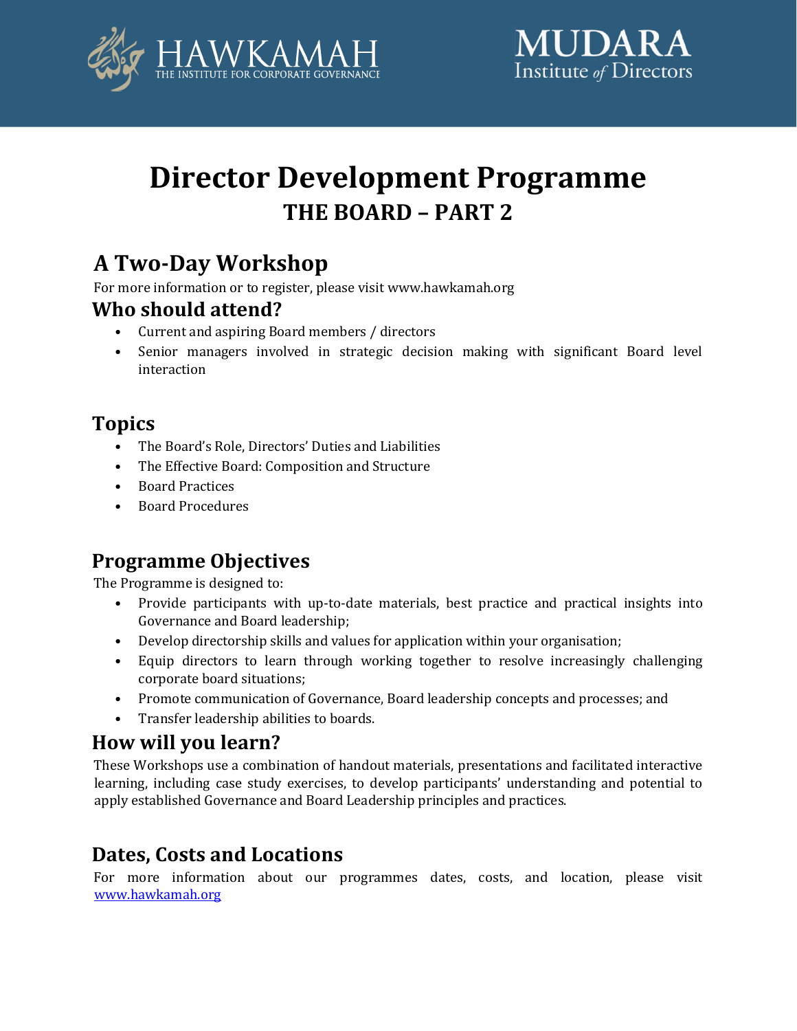HAWKAMAH THE INSTITUTE FOR CORPORATE GOVERNANCE

MUDARA Institute of Directors

# Director Development Programme

## THE BOARD – PART 2

## A Two-Day Workshop

For more information or to register, please visit www.hawkamah.org

## Who should attend?

- Current and aspiring Board members / directors
- Senior managers involved in strategic decision making with significant Board level interaction

## Topics

- The Board's Role, Directors' Duties and Liabilities
- The Effective Board: Composition and Structure
- Board Practices
- Board Procedures

## Programme Objectives

The Programme is designed to:

- Provide participants with up-to-date materials, best practice and practical insights into Governance and Board leadership;
- Develop directorship skills and values for application within your organisation;
- Equip directors to learn through working together to resolve increasingly challenging corporate board situations;
- Promote communication of Governance, Board leadership concepts and processes; and
- Transfer leadership abilities to boards.

## How will you learn?

These Workshops use a combination of handout materials, presentations and facilitated interactive learning, including case study exercises, to develop participants' understanding and potential to apply established Governance and Board Leadership principles and practices.

## Dates, Costs and Locations

For more information about our programmes dates, costs, and location, please visit www.hawkamah.org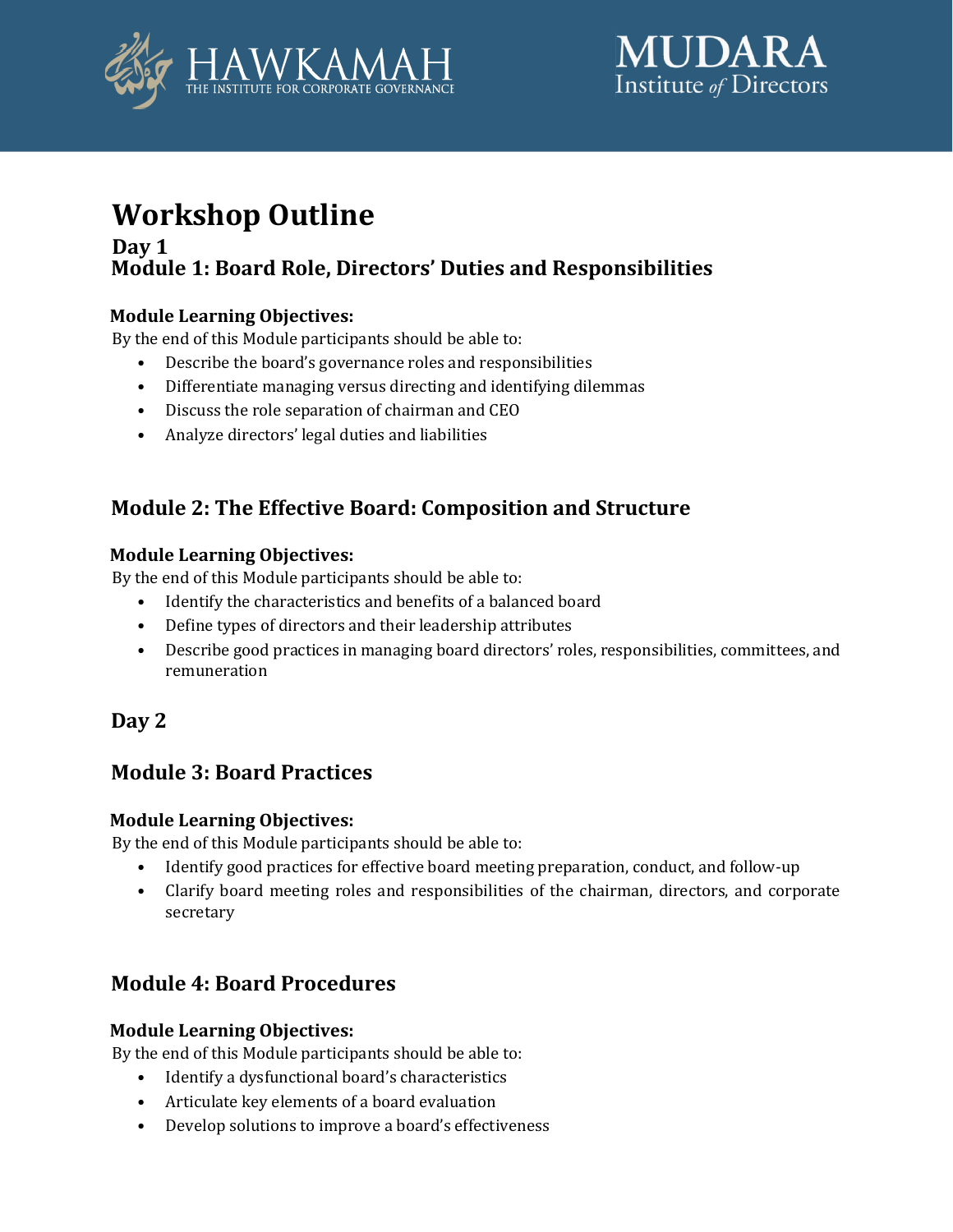# Workshop Outline

## Day 1

## Module 1: Board Role, Directors' Duties and Responsibilities

### Module Learning Objectives:

By the end of this Module participants should be able to:

- Describe the board's governance roles and responsibilities
- Differentiate managing versus directing and identifying dilemmas
- Discuss the role separation of chairman and CEO
- Analyze directors' legal duties and liabilities

## Module 2: The Effective Board: Composition and Structure

### Module Learning Objectives:

By the end of this Module participants should be able to:

- Identify the characteristics and benefits of a balanced board
- Define types of directors and their leadership attributes
- Describe good practices in managing board directors' roles, responsibilities, committees, and remuneration

## Day 2

## Module 3: Board Practices

### Module Learning Objectives:

By the end of this Module participants should be able to:

- Identify good practices for effective board meeting preparation, conduct, and follow-up
- Clarify board meeting roles and responsibilities of the chairman, directors, and corporate secretary

## Module 4: Board Procedures

### Module Learning Objectives:

By the end of this Module participants should be able to:

- Identify a dysfunctional board's characteristics
- Articulate key elements of a board evaluation
- Develop solutions to improve a board's effectiveness